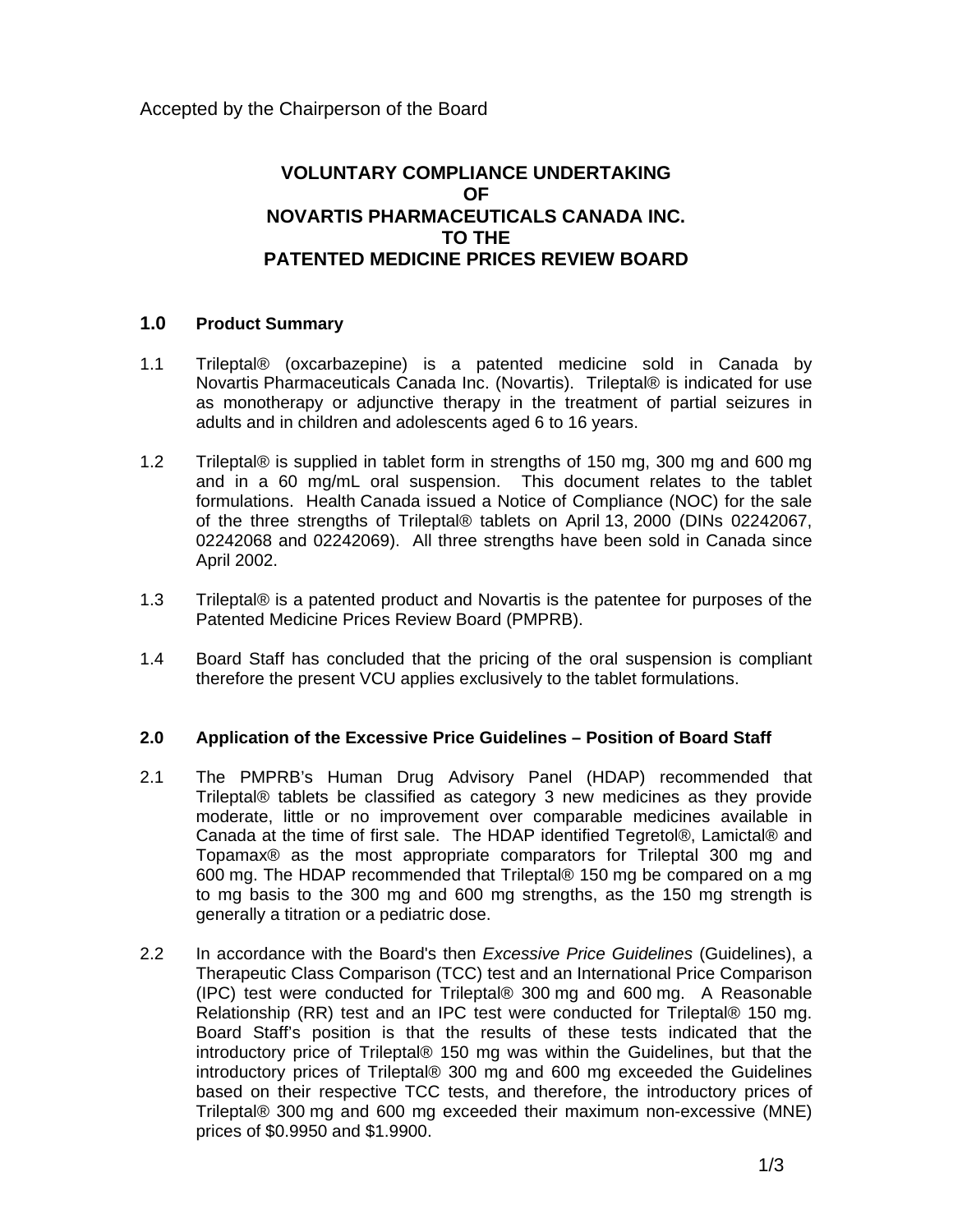Accepted by the Chairperson of the Board

# VOLUNTARY COMPLIANCE UNDERTAKING OF NOVARTIS PHARMACEUTICALS CANADA INC. TO THE PATENTED MEDICINE PRICES REVIEW BOARD

## 1.0 Product Summary

1.1 Trileptal® (oxcarbazepine) is a patented medicine sold in Canada by Novartis Pharmaceuticals Canada Inc. (Novartis). Trileptal® is indicated for use as monotherapy or adjunctive therapy in the treatment of partial seizures in adults and in children and adolescents aged 6 to 16 years.

1.2 Trileptal® is supplied in tablet form in strengths of 150 mg, 300 mg and 600 mg and in a 60 mg/mL oral suspension. This document relates to the tablet formulations. Health Canada issued a Notice of Compliance (NOC) for the sale of the three strengths of Trileptal® tablets on April 13, 2000 (DINs 02242067, 02242068 and 02242069). All three strengths have been sold in Canada since April 2002.

1.3 Trileptal® is a patented product and Novartis is the patentee for purposes of the Patented Medicine Prices Review Board (PMPRB).

1.4 Board Staff has concluded that the pricing of the oral suspension is compliant therefore the present VCU applies exclusively to the tablet formulations.

## 2.0 Application of the Excessive Price Guidelines – Position of Board Staff

2.1 The PMPRB's Human Drug Advisory Panel (HDAP) recommended that Trileptal® tablets be classified as category 3 new medicines as they provide moderate, little or no improvement over comparable medicines available in Canada at the time of first sale. The HDAP identified Tegretol®, Lamictal® and Topamax® as the most appropriate comparators for Trileptal 300 mg and 600 mg. The HDAP recommended that Trileptal® 150 mg be compared on a mg to mg basis to the 300 mg and 600 mg strengths, as the 150 mg strength is generally a titration or a pediatric dose.

2.2 In accordance with the Board's then *Excessive Price Guidelines* (Guidelines), a Therapeutic Class Comparison (TCC) test and an International Price Comparison (IPC) test were conducted for Trileptal® 300 mg and 600 mg. A Reasonable Relationship (RR) test and an IPC test were conducted for Trileptal® 150 mg. Board Staff's position is that the results of these tests indicated that the introductory price of Trileptal® 150 mg was within the Guidelines, but that the introductory prices of Trileptal® 300 mg and 600 mg exceeded the Guidelines based on their respective TCC tests, and therefore, the introductory prices of Trileptal® 300 mg and 600 mg exceeded their maximum non-excessive (MNE) prices of $0.9950 and $1.9900.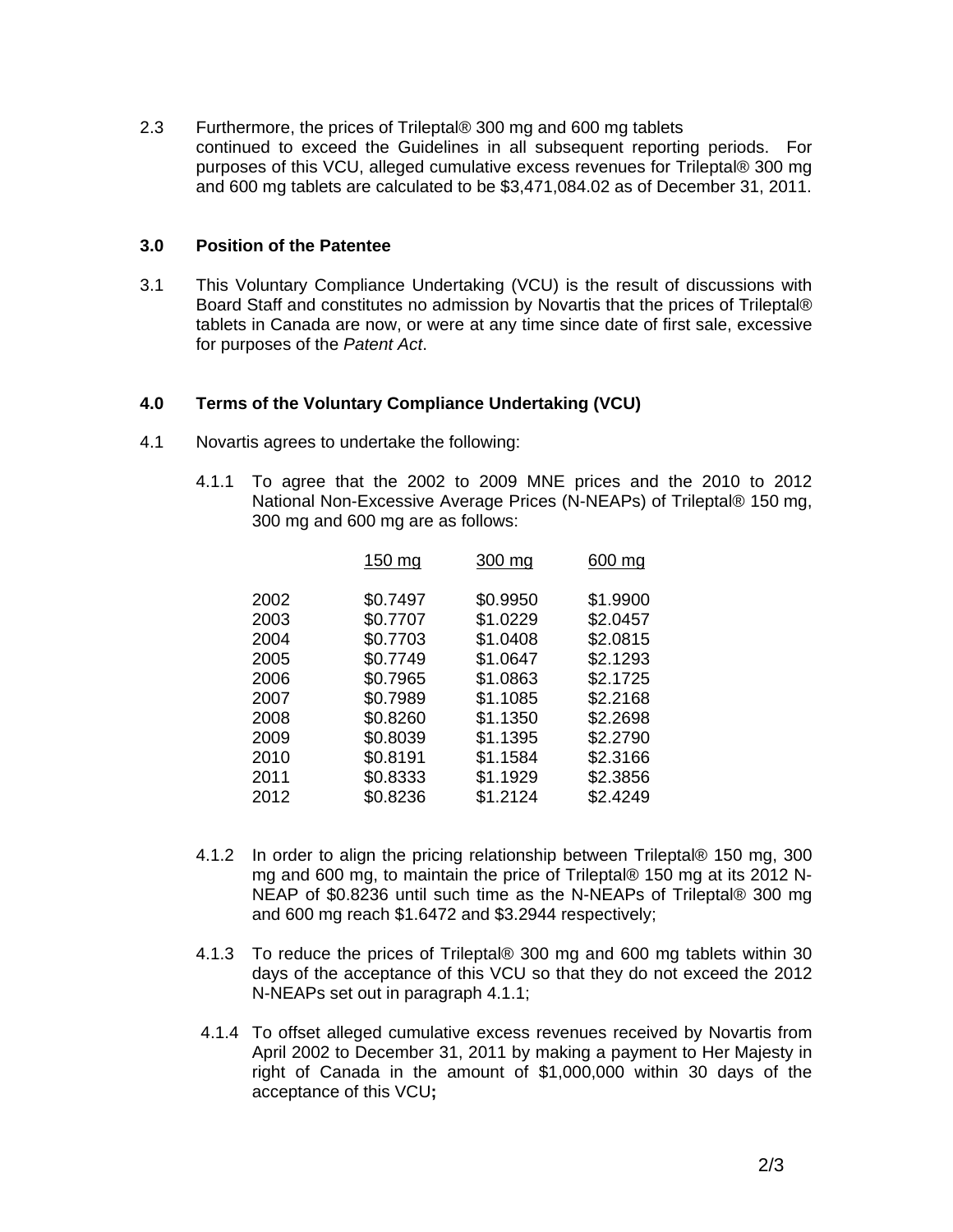2.3 Furthermore, the prices of Trileptal® 300 mg and 600 mg tablets continued to exceed the Guidelines in all subsequent reporting periods. For purposes of this VCU, alleged cumulative excess revenues for Trileptal® 300 mg and 600 mg tablets are calculated to be $3,471,084.02 as of December 31, 2011.

## 3.0 Position of the Patentee

3.1 This Voluntary Compliance Undertaking (VCU) is the result of discussions with Board Staff and constitutes no admission by Novartis that the prices of Trileptal® tablets in Canada are now, or were at any time since date of first sale, excessive for purposes of the *Patent Act*.

## 4.0 Terms of the Voluntary Compliance Undertaking (VCU)

4.1 Novartis agrees to undertake the following:

4.1.1 To agree that the 2002 to 2009 MNE prices and the 2010 to 2012 National Non-Excessive Average Prices (N-NEAPs) of Trileptal® 150 mg, 300 mg and 600 mg are as follows:

| | 150 mg | 300 mg | 600 mg |
|---|---|---|---|
| 2002 | $0.7497 | $0.9950 | $1.9900 |
| 2003 | $0.7707 | $1.0229 | $2.0457 |
| 2004 | $0.7703 | $1.0408 | $2.0815 |
| 2005 | $0.7749 | $1.0647 | $2.1293 |
| 2006 | $0.7965 | $1.0863 | $2.1725 |
| 2007 | $0.7989 | $1.1085 | $2.2168 |
| 2008 | $0.8260 | $1.1350 | $2.2698 |
| 2009 | $0.8039 | $1.1395 | $2.2790 |
| 2010 | $0.8191 | $1.1584 | $2.3166 |
| 2011 | $0.8333 | $1.1929 | $2.3856 |
| 2012 | $0.8236 | $1.2124 | $2.4249 |

4.1.2 In order to align the pricing relationship between Trileptal® 150 mg, 300 mg and 600 mg, to maintain the price of Trileptal® 150 mg at its 2012 N-NEAP of $0.8236 until such time as the N-NEAPs of Trileptal® 300 mg and 600 mg reach $1.6472 and $3.2944 respectively;

4.1.3 To reduce the prices of Trileptal® 300 mg and 600 mg tablets within 30 days of the acceptance of this VCU so that they do not exceed the 2012 N-NEAPs set out in paragraph 4.1.1;

4.1.4 To offset alleged cumulative excess revenues received by Novartis from April 2002 to December 31, 2011 by making a payment to Her Majesty in right of Canada in the amount of $1,000,000 within 30 days of the acceptance of this VCU**;**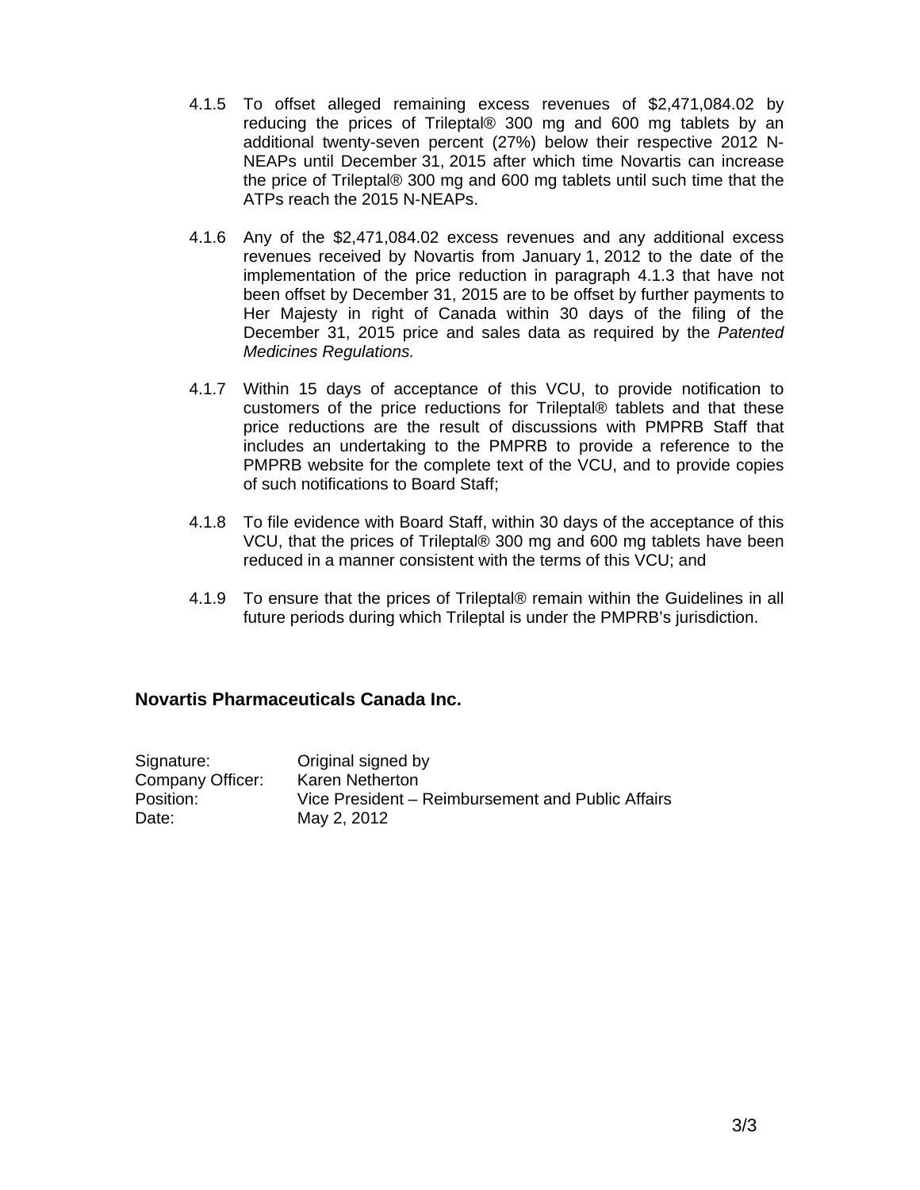4.1.5 To offset alleged remaining excess revenues of $2,471,084.02 by reducing the prices of Trileptal® 300 mg and 600 mg tablets by an additional twenty-seven percent (27%) below their respective 2012 N-NEAPs until December 31, 2015 after which time Novartis can increase the price of Trileptal® 300 mg and 600 mg tablets until such time that the ATPs reach the 2015 N-NEAPs.

4.1.6 Any of the $2,471,084.02 excess revenues and any additional excess revenues received by Novartis from January 1, 2012 to the date of the implementation of the price reduction in paragraph 4.1.3 that have not been offset by December 31, 2015 are to be offset by further payments to Her Majesty in right of Canada within 30 days of the filing of the December 31, 2015 price and sales data as required by the *Patented Medicines Regulations.*

4.1.7 Within 15 days of acceptance of this VCU, to provide notification to customers of the price reductions for Trileptal® tablets and that these price reductions are the result of discussions with PMPRB Staff that includes an undertaking to the PMPRB to provide a reference to the PMPRB website for the complete text of the VCU, and to provide copies of such notifications to Board Staff;

4.1.8 To file evidence with Board Staff, within 30 days of the acceptance of this VCU, that the prices of Trileptal® 300 mg and 600 mg tablets have been reduced in a manner consistent with the terms of this VCU; and

4.1.9 To ensure that the prices of Trileptal® remain within the Guidelines in all future periods during which Trileptal is under the PMPRB's jurisdiction.

**Novartis Pharmaceuticals Canada Inc.**

| | |
|---|---|
| Signature: | Original signed by |
| Company Officer: | Karen Netherton |
| Position: | Vice President – Reimbursement and Public Affairs |
| Date: | May 2, 2012 |